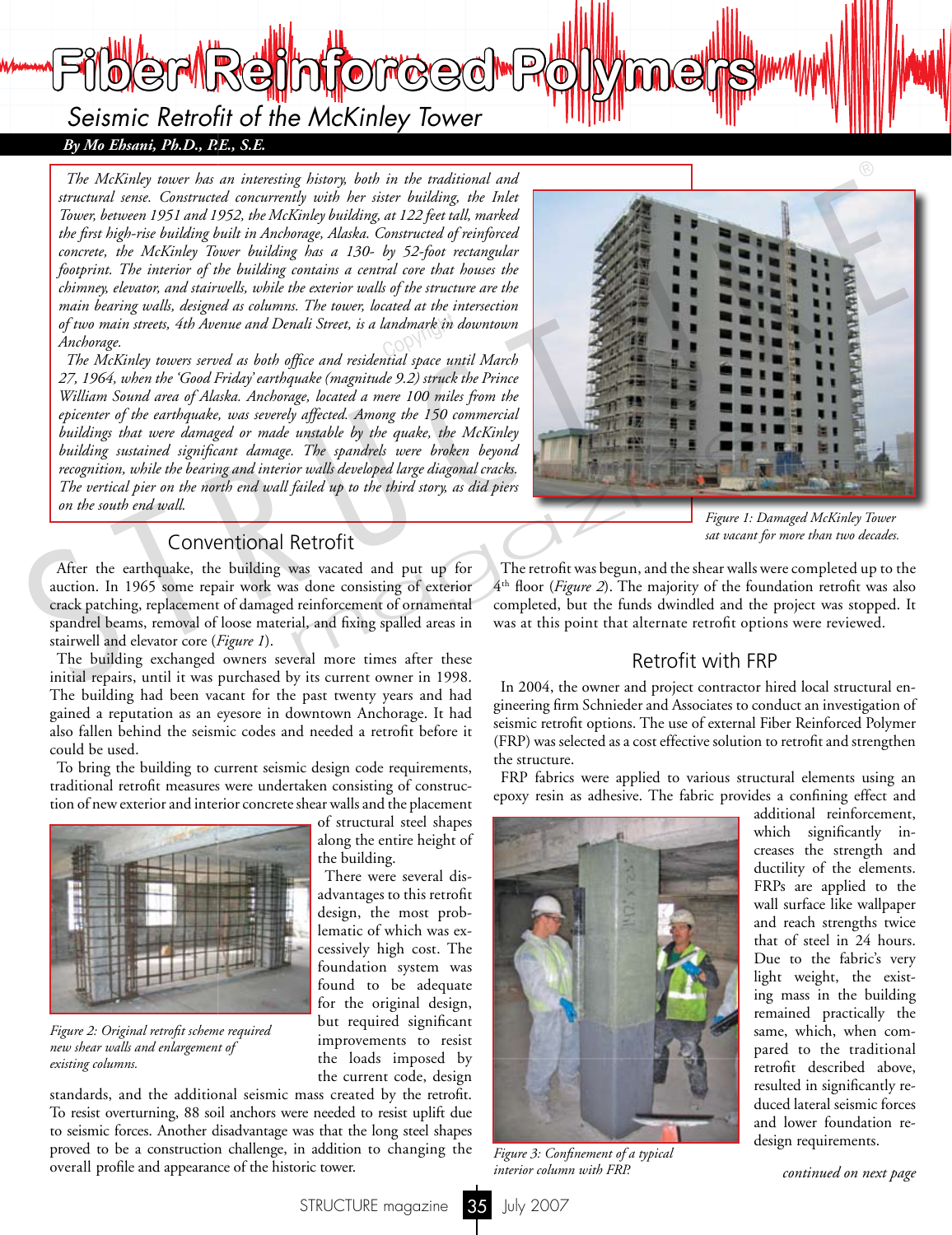# Fiber Reinforced Polymers

## Seismic Retrofit of the McKinley Tower

***By Mo Ehsani, Ph.D., P.E., S.E.***

*The McKinley tower has an interesting history, both in the traditional and structural sense. Constructed concurrently with her sister building, the Inlet Tower, between 1951 and 1952, the McKinley building, at 122 feet tall, marked the first high-rise building built in Anchorage, Alaska. Constructed of reinforced concrete, the McKinley Tower building has a 130- by 52-foot rectangular footprint. The interior of the building contains a central core that houses the chimney, elevator, and stairwells, while the exterior walls of the structure are the main bearing walls, designed as columns. The tower, located at the intersection of two main streets, 4th Avenue and Denali Street, is a landmark in downtown Anchorage.*

*The McKinley towers served as both office and residential space until March 27, 1964, when the 'Good Friday' earthquake (magnitude 9.2) struck the Prince William Sound area of Alaska. Anchorage, located a mere 100 miles from the epicenter of the earthquake, was severely affected. Among the 150 commercial buildings that were damaged or made unstable by the quake, the McKinley building sustained significant damage. The spandrels were broken beyond recognition, while the bearing and interior walls developed large diagonal cracks. The vertical pier on the north end wall failed up to the third story, as did piers on the south end wall.*

*Figure 1: Damaged McKinley Tower sat vacant for more than two decades.*

### Conventional Retrofit

After the earthquake, the building was vacated and put up for auction. In 1965 some repair work was done consisting of exterior crack patching, replacement of damaged reinforcement of ornamental spandrel beams, removal of loose material, and fixing spalled areas in stairwell and elevator core (*Figure 1*).

The building exchanged owners several more times after these initial repairs, until it was purchased by its current owner in 1998. The building had been vacant for the past twenty years and had gained a reputation as an eyesore in downtown Anchorage. It had also fallen behind the seismic codes and needed a retrofit before it could be used.

To bring the building to current seismic design code requirements, traditional retrofit measures were undertaken consisting of construction of new exterior and interior concrete shear walls and the placement of structural steel shapes along the entire height of the building.

*Figure 2: Original retrofit scheme required new shear walls and enlargement of existing columns.*

There were several disadvantages to this retrofit design, the most problematic of which was excessively high cost. The foundation system was found to be adequate for the original design, but required significant improvements to resist the loads imposed by the current code, design standards, and the additional seismic mass created by the retrofit. To resist overturning, 88 soil anchors were needed to resist uplift due to seismic forces. Another disadvantage was that the long steel shapes proved to be a construction challenge, in addition to changing the overall profile and appearance of the historic tower.

The retrofit was begun, and the shear walls were completed up to the 4th floor (*Figure 2*). The majority of the foundation retrofit was also completed, but the funds dwindled and the project was stopped. It was at this point that alternate retrofit options were reviewed.

### Retrofit with FRP

In 2004, the owner and project contractor hired local structural engineering firm Schnieder and Associates to conduct an investigation of seismic retrofit options. The use of external Fiber Reinforced Polymer (FRP) was selected as a cost effective solution to retrofit and strengthen the structure.

FRP fabrics were applied to various structural elements using an epoxy resin as adhesive. The fabric provides a confining effect and additional reinforcement, which significantly increases the strength and ductility of the elements. FRPs are applied to the wall surface like wallpaper and reach strengths twice that of steel in 24 hours. Due to the fabric's very light weight, the existing mass in the building remained practically the same, which, when compared to the traditional retrofit described above, resulted in significantly reduced lateral seismic forces and lower foundation redesign requirements.

*Figure 3: Confinement of a typical interior column with FRP.*

*continued on next page*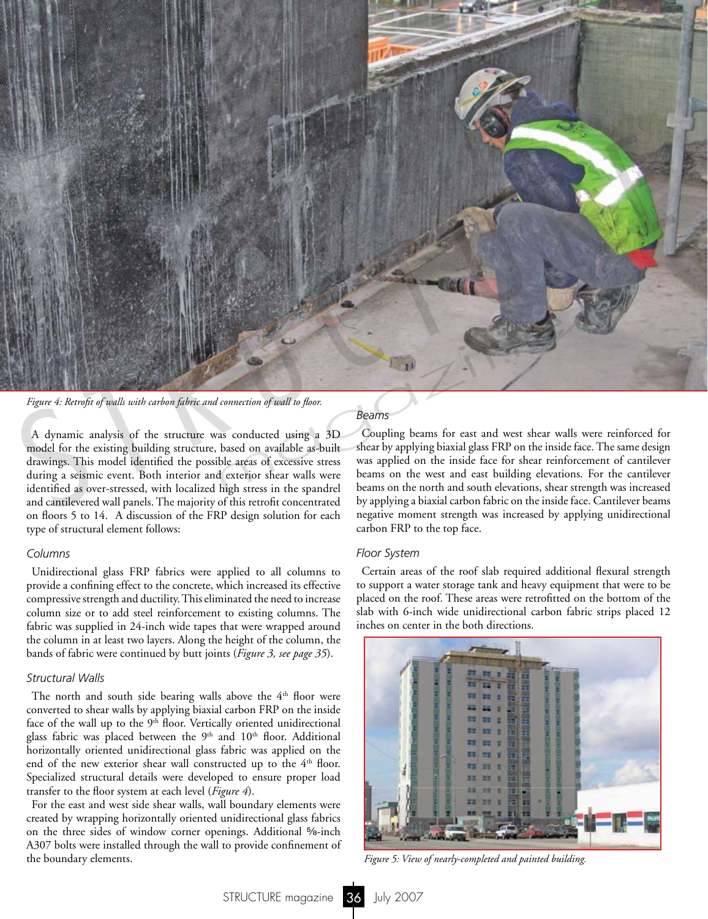Figure 4: Retrofit of walls with carbon fabric and connection of wall to floor.

A dynamic analysis of the structure was conducted using a 3D model for the existing building structure, based on available as-built drawings. This model identified the possible areas of excessive stress during a seismic event. Both interior and exterior shear walls were identified as over-stressed, with localized high stress in the spandrel and cantilevered wall panels. The majority of this retrofit concentrated on floors 5 to 14. A discussion of the FRP design solution for each type of structural element follows:

### Columns

Unidirectional glass FRP fabrics were applied to all columns to provide a confining effect to the concrete, which increased its effective compressive strength and ductility. This eliminated the need to increase column size or to add steel reinforcement to existing columns. The fabric was supplied in 24-inch wide tapes that were wrapped around the column in at least two layers. Along the height of the column, the bands of fabric were continued by butt joints (*Figure 3, see page 35*).

### Structural Walls

The north and south side bearing walls above the 4th floor were converted to shear walls by applying biaxial carbon FRP on the inside face of the wall up to the 9th floor. Vertically oriented unidirectional glass fabric was placed between the 9th and 10th floor. Additional horizontally oriented unidirectional glass fabric was applied on the end of the new exterior shear wall constructed up to the 4th floor. Specialized structural details were developed to ensure proper load transfer to the floor system at each level (*Figure 4*).

For the east and west side shear walls, wall boundary elements were created by wrapping horizontally oriented unidirectional glass fabrics on the three sides of window corner openings. Additional ⅝-inch A307 bolts were installed through the wall to provide confinement of the boundary elements.

### Beams

Coupling beams for east and west shear walls were reinforced for shear by applying biaxial glass FRP on the inside face. The same design was applied on the inside face for shear reinforcement of cantilever beams on the west and east building elevations. For the cantilever beams on the north and south elevations, shear strength was increased by applying a biaxial carbon fabric on the inside face. Cantilever beams negative moment strength was increased by applying unidirectional carbon FRP to the top face.

### Floor System

Certain areas of the roof slab required additional flexural strength to support a water storage tank and heavy equipment that were to be placed on the roof. These areas were retrofitted on the bottom of the slab with 6-inch wide unidirectional carbon fabric strips placed 12 inches on center in the both directions.

Figure 5: View of nearly-completed and painted building.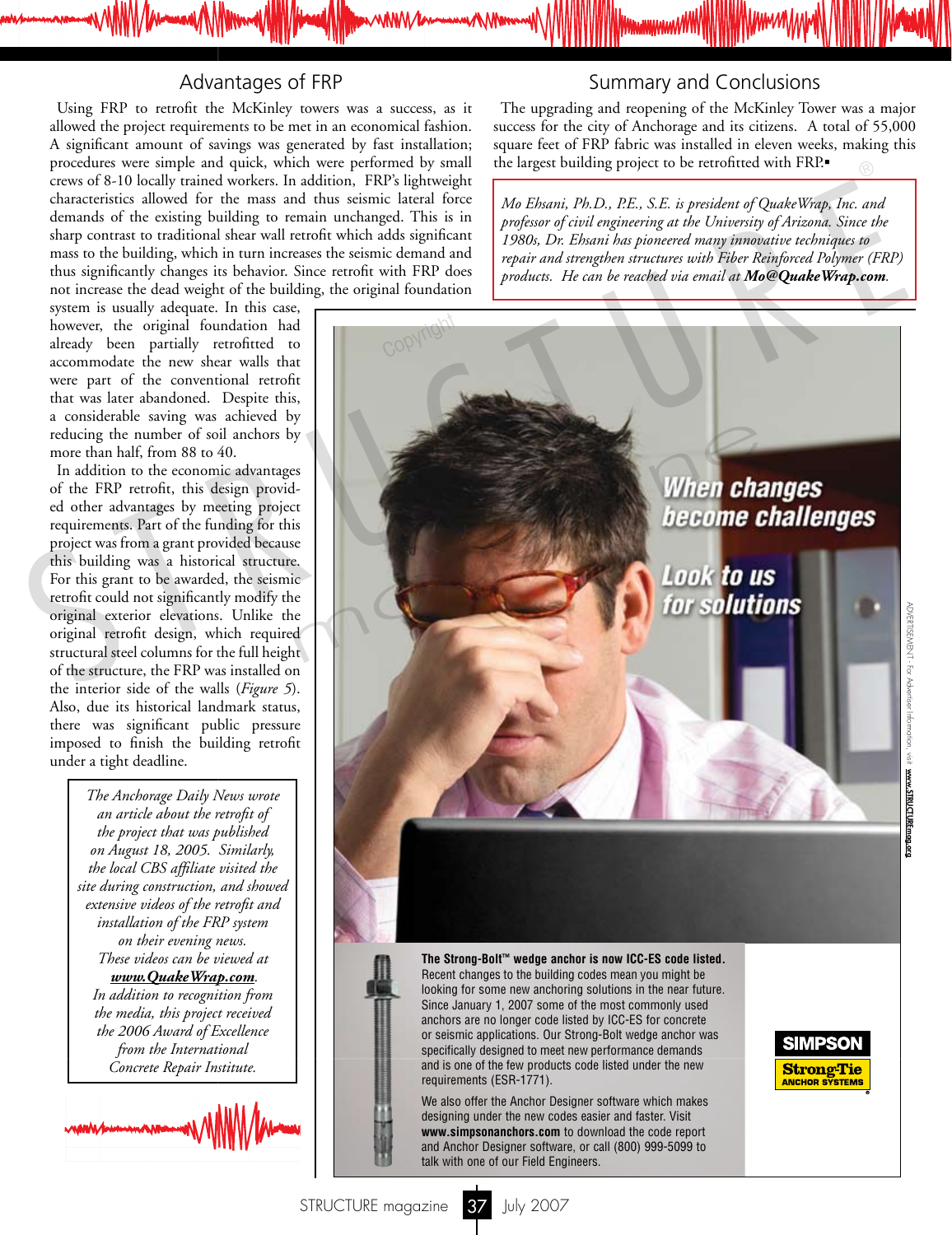## Advantages of FRP

Using FRP to retrofit the McKinley towers was a success, as it allowed the project requirements to be met in an economical fashion. A significant amount of savings was generated by fast installation; procedures were simple and quick, which were performed by small crews of 8-10 locally trained workers. In addition, FRP's lightweight characteristics allowed for the mass and thus seismic lateral force demands of the existing building to remain unchanged. This is in sharp contrast to traditional shear wall retrofit which adds significant mass to the building, which in turn increases the seismic demand and thus significantly changes its behavior. Since retrofit with FRP does not increase the dead weight of the building, the original foundation system is usually adequate. In this case, however, the original foundation had already been partially retrofitted to accommodate the new shear walls that were part of the conventional retrofit that was later abandoned. Despite this, a considerable saving was achieved by reducing the number of soil anchors by more than half, from 88 to 40.

In addition to the economic advantages of the FRP retrofit, this design provided other advantages by meeting project requirements. Part of the funding for this project was from a grant provided because this building was a historical structure. For this grant to be awarded, the seismic retrofit could not significantly modify the original exterior elevations. Unlike the original retrofit design, which required structural steel columns for the full height of the structure, the FRP was installed on the interior side of the walls (*Figure 5*). Also, due its historical landmark status, there was significant public pressure imposed to finish the building retrofit under a tight deadline.

*The Anchorage Daily News wrote an article about the retrofit of the project that was published on August 18, 2005. Similarly, the local CBS affiliate visited the site during construction, and showed extensive videos of the retrofit and installation of the FRP system on their evening news. These videos can be viewed at* ***www.QuakeWrap.com****. In addition to recognition from the media, this project received the 2006 Award of Excellence from the International Concrete Repair Institute.*

## Summary and Conclusions

The upgrading and reopening of the McKinley Tower was a major success for the city of Anchorage and its citizens. A total of 55,000 square feet of FRP fabric was installed in eleven weeks, making this the largest building project to be retrofitted with FRP.▪

*Mo Ehsani, Ph.D., P.E., S.E. is president of QuakeWrap, Inc. and professor of civil engineering at the University of Arizona. Since the 1980s, Dr. Ehsani has pioneered many innovative techniques to repair and strengthen structures with Fiber Reinforced Polymer (FRP) products. He can be reached via email at* ***Mo@QuakeWrap.com****.*